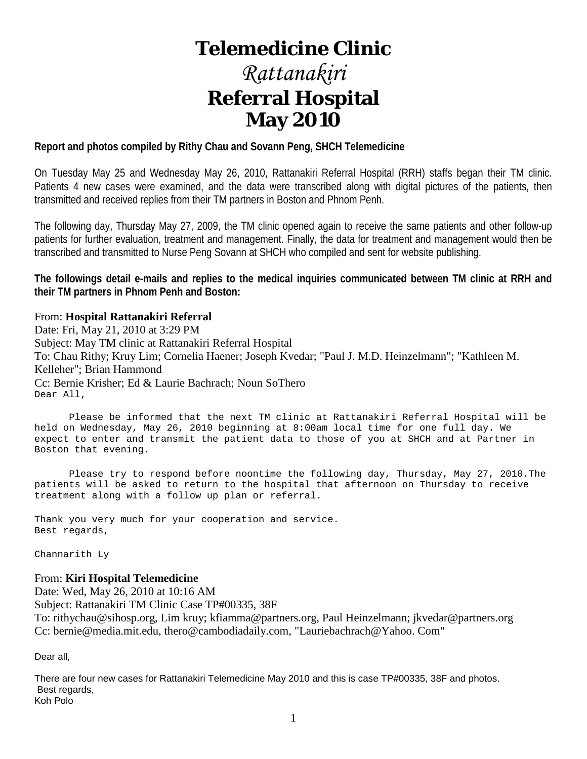# Telemedicine Clinic
# *Rattanakiri*
# Referral Hospital
# May 2010

**Report and photos compiled by Rithy Chau and Sovann Peng, SHCH Telemedicine**

On Tuesday May 25 and Wednesday May 26, 2010, Rattanakiri Referral Hospital (RRH) staffs began their TM clinic. Patients 4 new cases were examined, and the data were transcribed along with digital pictures of the patients, then transmitted and received replies from their TM partners in Boston and Phnom Penh.

The following day, Thursday May 27, 2009, the TM clinic opened again to receive the same patients and other follow-up patients for further evaluation, treatment and management. Finally, the data for treatment and management would then be transcribed and transmitted to Nurse Peng Sovann at SHCH who compiled and sent for website publishing.

**The followings detail e-mails and replies to the medical inquiries communicated between TM clinic at RRH and their TM partners in Phnom Penh and Boston:**

From: **Hospital Rattanakiri Referral**
Date: Fri, May 21, 2010 at 3:29 PM
Subject: May TM clinic at Rattanakiri Referral Hospital
To: Chau Rithy; Kruy Lim; Cornelia Haener; Joseph Kvedar; "Paul J. M.D. Heinzelmann"; "Kathleen M. Kelleher"; Brian Hammond
Cc: Bernie Krisher; Ed & Laurie Bachrach; Noun SoThero

Dear All,

Please be informed that the next TM clinic at Rattanakiri Referral Hospital will be held on Wednesday, May 26, 2010 beginning at 8:00am local time for one full day. We expect to enter and transmit the patient data to those of you at SHCH and at Partner in Boston that evening.

Please try to respond before noontime the following day, Thursday, May 27, 2010.The patients will be asked to return to the hospital that afternoon on Thursday to receive treatment along with a follow up plan or referral.

Thank you very much for your cooperation and service.
Best regards,

Channarith Ly

From: **Kiri Hospital Telemedicine**
Date: Wed, May 26, 2010 at 10:16 AM
Subject: Rattanakiri TM Clinic Case TP#00335, 38F
To: rithychau@sihosp.org, Lim kruy; kfiamma@partners.org, Paul Heinzelmann; jkvedar@partners.org
Cc: bernie@media.mit.edu, thero@cambodiadaily.com, "Lauriebachrach@Yahoo. Com"

Dear all,

There are four new cases for Rattanakiri Telemedicine May 2010 and this is case TP#00335, 38F and photos.
Best regards,
Koh Polo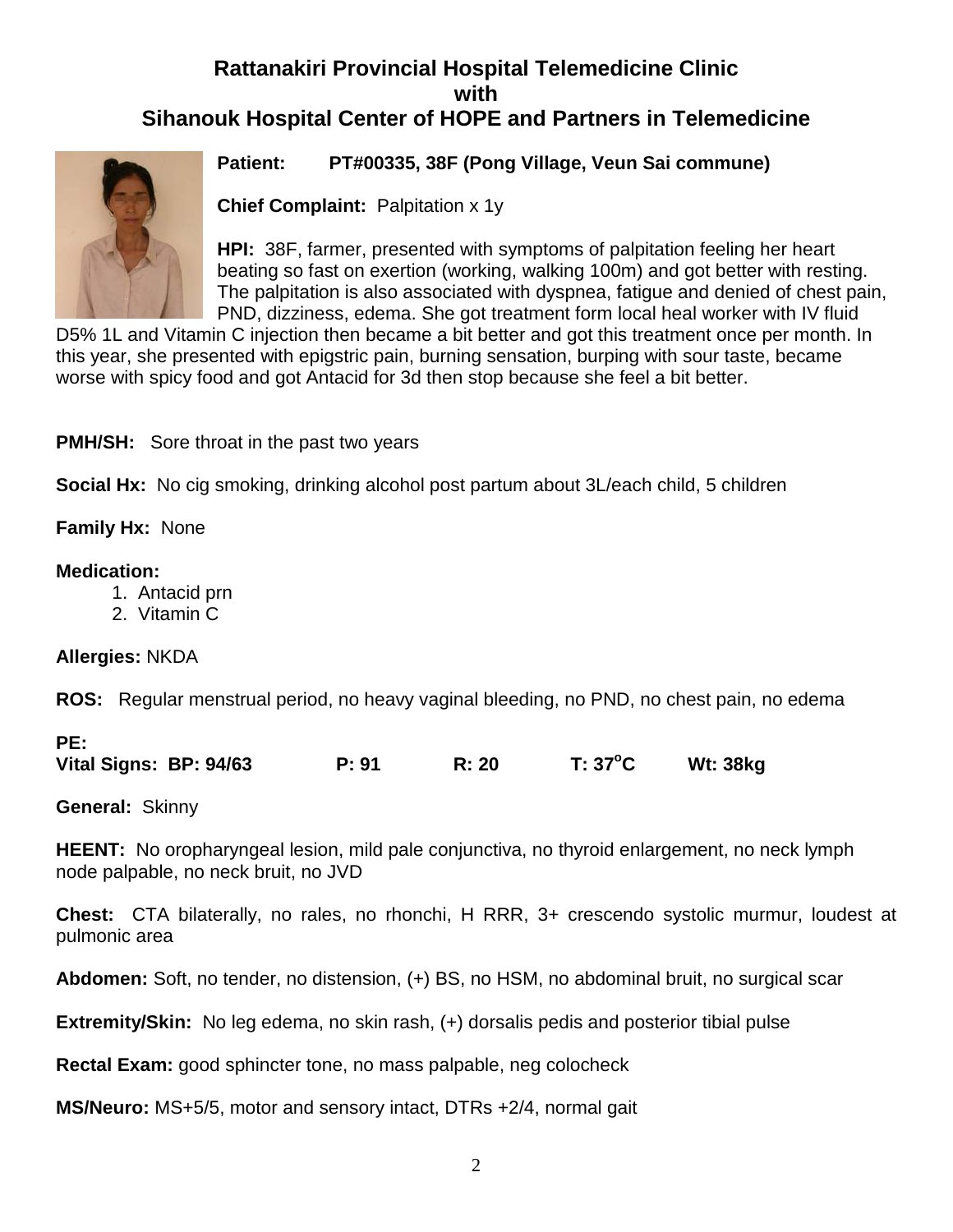# Rattanakiri Provincial Hospital Telemedicine Clinic
## with
## Sihanouk Hospital Center of HOPE and Partners in Telemedicine

**Patient:** PT#00335, 38F (Pong Village, Veun Sai commune)

**Chief Complaint:** Palpitation x 1y

**HPI:** 38F, farmer, presented with symptoms of palpitation feeling her heart beating so fast on exertion (working, walking 100m) and got better with resting. The palpitation is also associated with dyspnea, fatigue and denied of chest pain, PND, dizziness, edema. She got treatment form local heal worker with IV fluid D5% 1L and Vitamin C injection then became a bit better and got this treatment once per month. In this year, she presented with epigstric pain, burning sensation, burping with sour taste, became worse with spicy food and got Antacid for 3d then stop because she feel a bit better.

**PMH/SH:** Sore throat in the past two years

**Social Hx:** No cig smoking, drinking alcohol post partum about 3L/each child, 5 children

**Family Hx:** None

**Medication:**

1. Antacid prn
2. Vitamin C

**Allergies:** NKDA

**ROS:** Regular menstrual period, no heavy vaginal bleeding, no PND, no chest pain, no edema

**PE:**

**Vital Signs: BP: 94/63 P: 91 R: 20 T: 37°C Wt: 38kg**

**General:** Skinny

**HEENT:** No oropharyngeal lesion, mild pale conjunctiva, no thyroid enlargement, no neck lymph node palpable, no neck bruit, no JVD

**Chest:** CTA bilaterally, no rales, no rhonchi, H RRR, 3+ crescendo systolic murmur, loudest at pulmonic area

**Abdomen:** Soft, no tender, no distension, (+) BS, no HSM, no abdominal bruit, no surgical scar

**Extremity/Skin:** No leg edema, no skin rash, (+) dorsalis pedis and posterior tibial pulse

**Rectal Exam:** good sphincter tone, no mass palpable, neg colocheck

**MS/Neuro:** MS+5/5, motor and sensory intact, DTRs +2/4, normal gait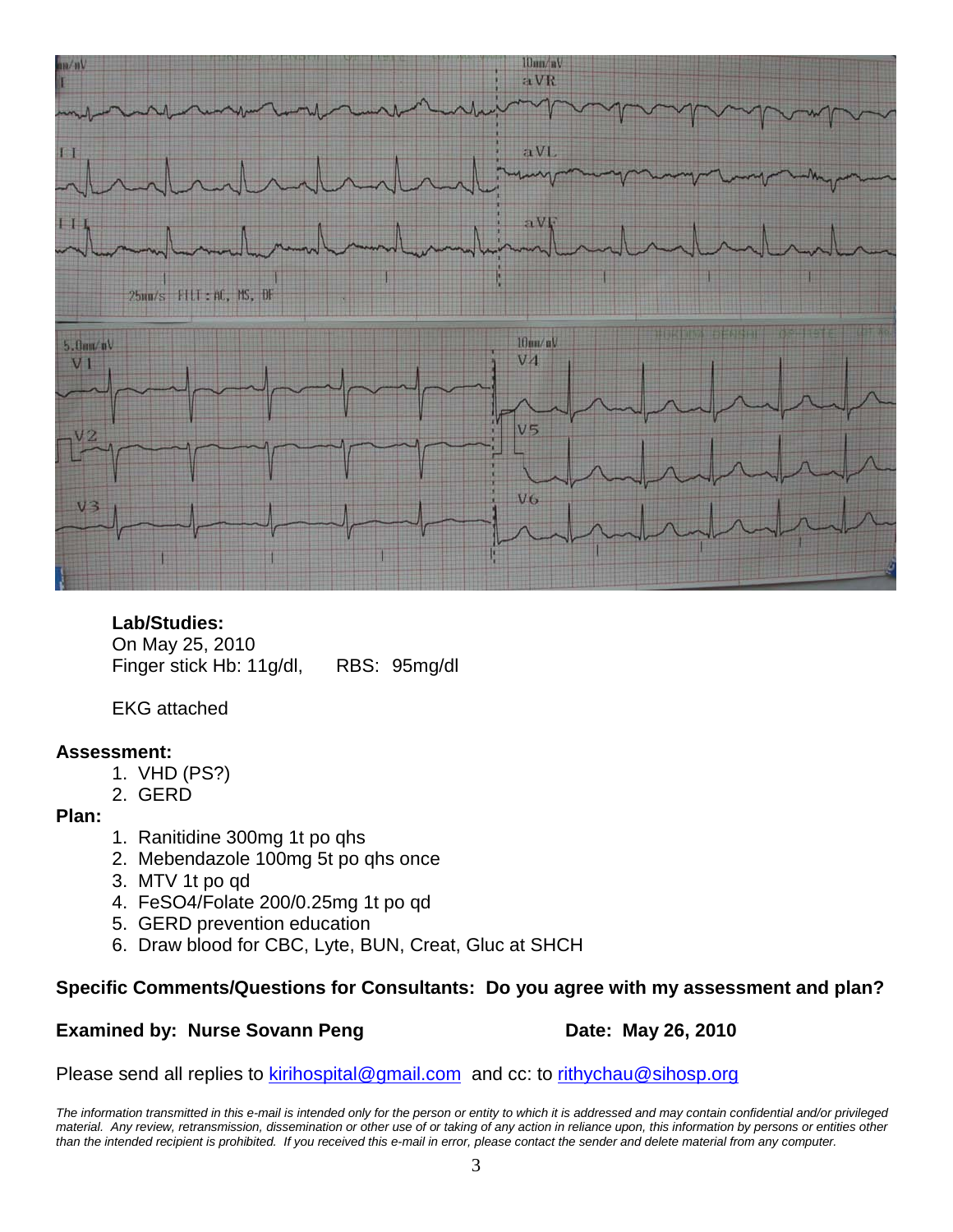**Lab/Studies:**
On May 25, 2010
Finger stick Hb: 11g/dl,      RBS:  95mg/dl

EKG attached

**Assessment:**

1. VHD (PS?)
2. GERD

**Plan:**

1. Ranitidine 300mg 1t po qhs
2. Mebendazole 100mg 5t po qhs once
3. MTV 1t po qd
4. FeSO4/Folate 200/0.25mg 1t po qd
5. GERD prevention education
6. Draw blood for CBC, Lyte, BUN, Creat, Gluc at SHCH

**Specific Comments/Questions for Consultants: Do you agree with my assessment and plan?**

**Examined by: Nurse Sovann Peng**          **Date: May 26, 2010**

Please send all replies to kirihospital@gmail.com and cc: to rithychau@sihosp.org

*The information transmitted in this e-mail is intended only for the person or entity to which it is addressed and may contain confidential and/or privileged material. Any review, retransmission, dissemination or other use of or taking of any action in reliance upon, this information by persons or entities other than the intended recipient is prohibited. If you received this e-mail in error, please contact the sender and delete material from any computer.*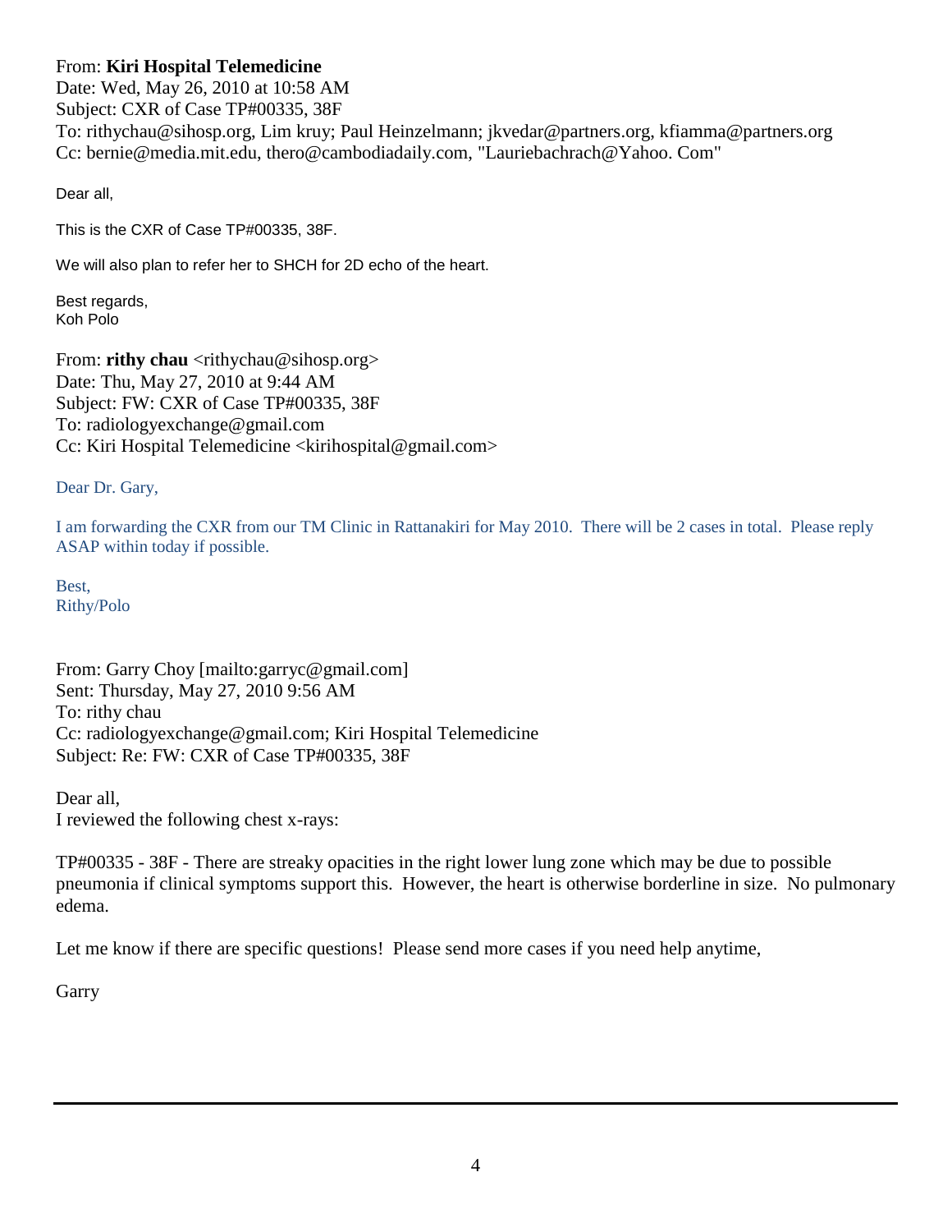From: **Kiri Hospital Telemedicine**
Date: Wed, May 26, 2010 at 10:58 AM
Subject: CXR of Case TP#00335, 38F
To: rithychau@sihosp.org, Lim kruy; Paul Heinzelmann; jkvedar@partners.org, kfiamma@partners.org
Cc: bernie@media.mit.edu, thero@cambodiadaily.com, "Lauriebachrach@Yahoo. Com"

Dear all,

This is the CXR of Case TP#00335, 38F.

We will also plan to refer her to SHCH for 2D echo of the heart.

Best regards,
Koh Polo

From: **rithy chau** <rithychau@sihosp.org>
Date: Thu, May 27, 2010 at 9:44 AM
Subject: FW: CXR of Case TP#00335, 38F
To: radiologyexchange@gmail.com
Cc: Kiri Hospital Telemedicine <kirihospital@gmail.com>

Dear Dr. Gary,

I am forwarding the CXR from our TM Clinic in Rattanakiri for May 2010. There will be 2 cases in total. Please reply ASAP within today if possible.

Best,
Rithy/Polo

From: Garry Choy [mailto:garryc@gmail.com]
Sent: Thursday, May 27, 2010 9:56 AM
To: rithy chau
Cc: radiologyexchange@gmail.com; Kiri Hospital Telemedicine
Subject: Re: FW: CXR of Case TP#00335, 38F

Dear all,
I reviewed the following chest x-rays:

TP#00335 - 38F - There are streaky opacities in the right lower lung zone which may be due to possible pneumonia if clinical symptoms support this. However, the heart is otherwise borderline in size. No pulmonary edema.

Let me know if there are specific questions! Please send more cases if you need help anytime,

Garry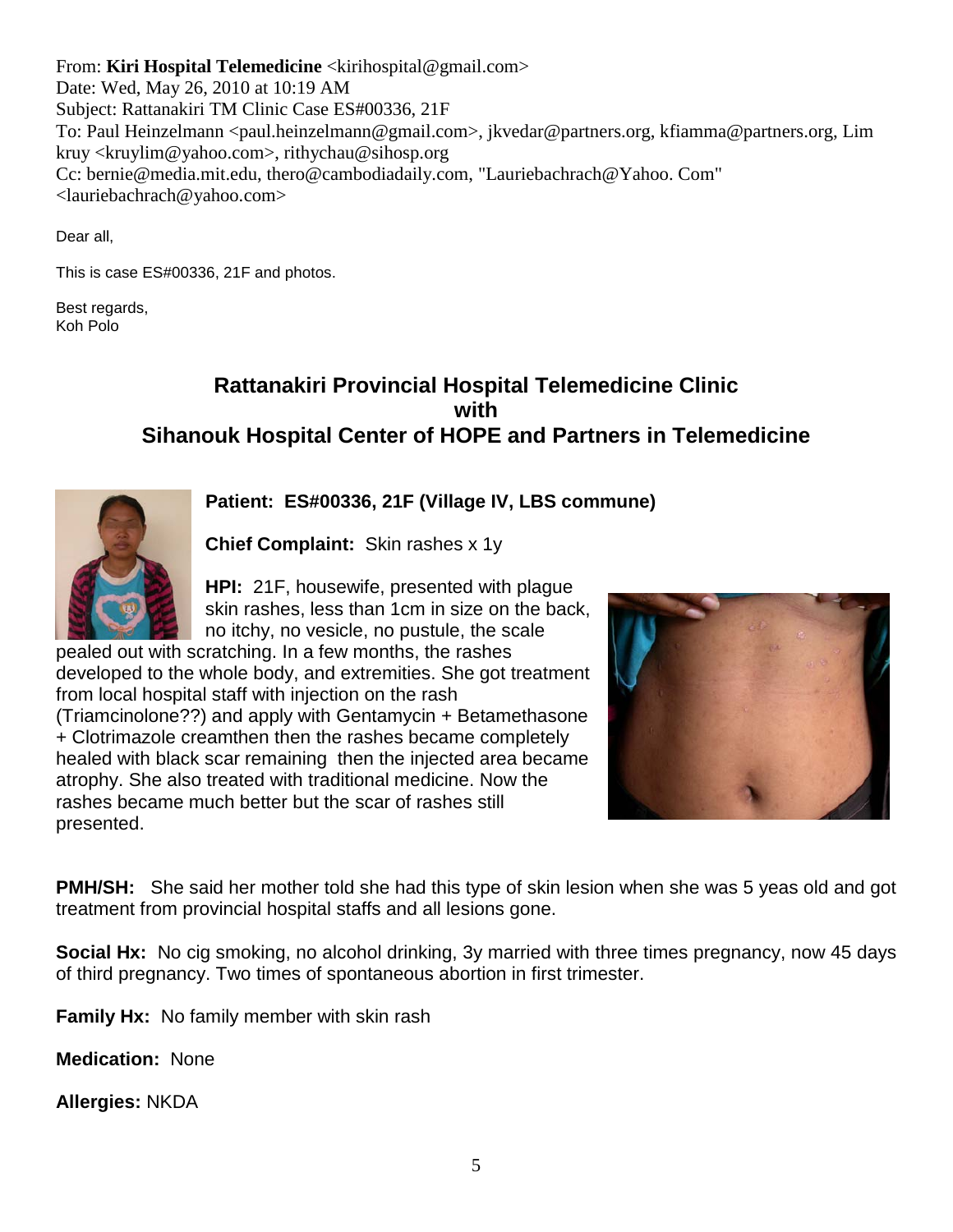From: **Kiri Hospital Telemedicine** <kirihospital@gmail.com>
Date: Wed, May 26, 2010 at 10:19 AM
Subject: Rattanakiri TM Clinic Case ES#00336, 21F
To: Paul Heinzelmann <paul.heinzelmann@gmail.com>, jkvedar@partners.org, kfiamma@partners.org, Lim kruy <kruylim@yahoo.com>, rithychau@sihosp.org
Cc: bernie@media.mit.edu, thero@cambodiadaily.com, "Lauriebachrach@Yahoo. Com" <lauriebachrach@yahoo.com>

Dear all,

This is case ES#00336, 21F and photos.

Best regards,
Koh Polo

## Rattanakiri Provincial Hospital Telemedicine Clinic with Sihanouk Hospital Center of HOPE and Partners in Telemedicine

**Patient: ES#00336, 21F (Village IV, LBS commune)**

**Chief Complaint:** Skin rashes x 1y

**HPI:** 21F, housewife, presented with plague skin rashes, less than 1cm in size on the back, no itchy, no vesicle, no pustule, the scale pealed out with scratching. In a few months, the rashes developed to the whole body, and extremities. She got treatment from local hospital staff with injection on the rash (Triamcinolone??) and apply with Gentamycin + Betamethasone + Clotrimazole creamthen then the rashes became completely healed with black scar remaining then the injected area became atrophy. She also treated with traditional medicine. Now the rashes became much better but the scar of rashes still presented.

**PMH/SH:** She said her mother told she had this type of skin lesion when she was 5 yeas old and got treatment from provincial hospital staffs and all lesions gone.

**Social Hx:** No cig smoking, no alcohol drinking, 3y married with three times pregnancy, now 45 days of third pregnancy. Two times of spontaneous abortion in first trimester.

**Family Hx:** No family member with skin rash

**Medication:** None

**Allergies:** NKDA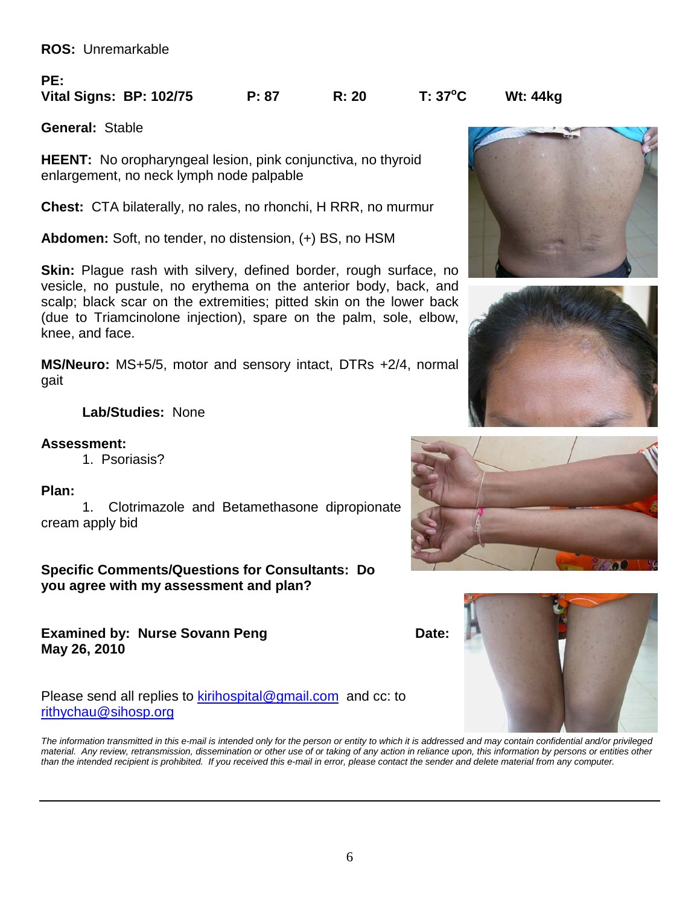**ROS:** Unremarkable

**PE:**
**Vital Signs: BP: 102/75 P: 87 R: 20 T: 37$^{o}$C Wt: 44kg**

**General:** Stable

**HEENT:** No oropharyngeal lesion, pink conjunctiva, no thyroid enlargement, no neck lymph node palpable

**Chest:** CTA bilaterally, no rales, no rhonchi, H RRR, no murmur

**Abdomen:** Soft, no tender, no distension, (+) BS, no HSM

**Skin:** Plague rash with silvery, defined border, rough surface, no vesicle, no pustule, no erythema on the anterior body, back, and scalp; black scar on the extremities; pitted skin on the lower back (due to Triamcinolone injection), spare on the palm, sole, elbow, knee, and face.

**MS/Neuro:** MS+5/5, motor and sensory intact, DTRs +2/4, normal gait

**Lab/Studies:** None

**Assessment:**

1. Psoriasis?

**Plan:**

1. Clotrimazole and Betamethasone dipropionate cream apply bid

**Specific Comments/Questions for Consultants: Do you agree with my assessment and plan?**

**Examined by: Nurse Sovann Peng** **Date: May 26, 2010**

Please send all replies to kirihospital@gmail.com and cc: to rithychau@sihosp.org

*The information transmitted in this e-mail is intended only for the person or entity to which it is addressed and may contain confidential and/or privileged material. Any review, retransmission, dissemination or other use of or taking of any action in reliance upon, this information by persons or entities other than the intended recipient is prohibited. If you received this e-mail in error, please contact the sender and delete material from any computer.*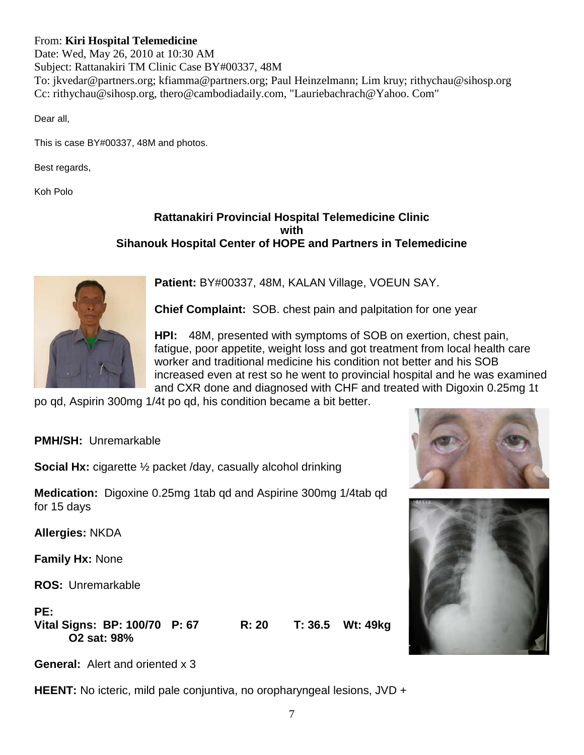From: **Kiri Hospital Telemedicine**
Date: Wed, May 26, 2010 at 10:30 AM
Subject: Rattanakiri TM Clinic Case BY#00337, 48M
To: jkvedar@partners.org; kfiamma@partners.org; Paul Heinzelmann; Lim kruy; rithychau@sihosp.org
Cc: rithychau@sihosp.org, thero@cambodiadaily.com, "Lauriebachrach@Yahoo. Com"

Dear all,

This is case BY#00337, 48M and photos.

Best regards,

Koh Polo

**Rattanakiri Provincial Hospital Telemedicine Clinic**
**with**
**Sihanouk Hospital Center of HOPE and Partners in Telemedicine**

**Patient:** BY#00337, 48M, KALAN Village, VOEUN SAY.

**Chief Complaint:** SOB. chest pain and palpitation for one year

**HPI:** 48M, presented with symptoms of SOB on exertion, chest pain, fatigue, poor appetite, weight loss and got treatment from local health care worker and traditional medicine his condition not better and his SOB increased even at rest so he went to provincial hospital and he was examined and CXR done and diagnosed with CHF and treated with Digoxin 0.25mg 1t po qd, Aspirin 300mg 1/4t po qd, his condition became a bit better.

**PMH/SH:** Unremarkable

**Social Hx:** cigarette ½ packet /day, casually alcohol drinking

**Medication:** Digoxine 0.25mg 1tab qd and Aspirine 300mg 1/4tab qd for 15 days

**Allergies:** NKDA

**Family Hx:** None

**ROS:** Unremarkable

**PE:**
**Vital Signs: BP: 100/70 P: 67 R: 20 T: 36.5 Wt: 49kg O2 sat: 98%**

**General:** Alert and oriented x 3

**HEENT:** No icteric, mild pale conjuntiva, no oropharyngeal lesions, JVD +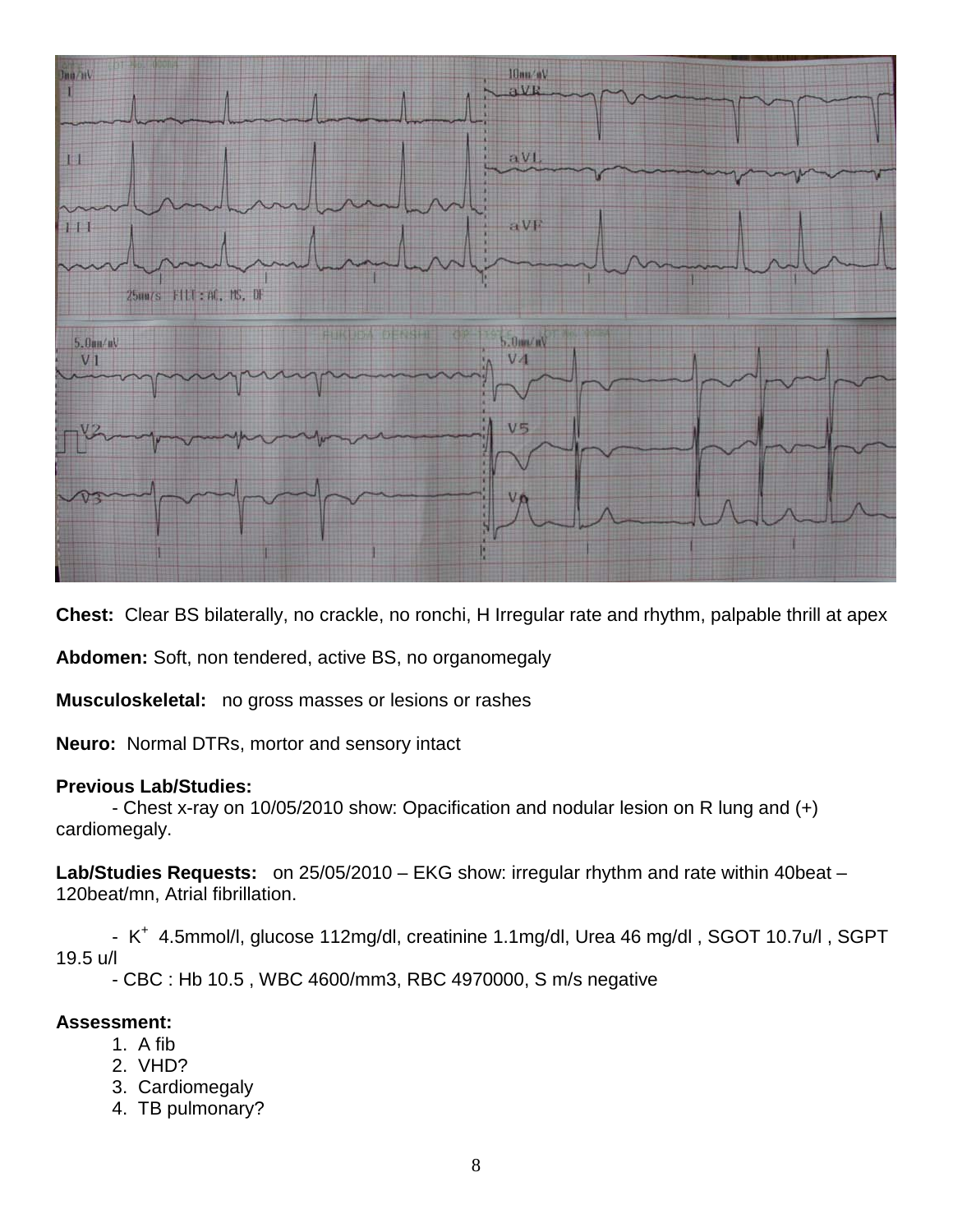**Chest:** Clear BS bilaterally, no crackle, no ronchi, H Irregular rate and rhythm, palpable thrill at apex

**Abdomen:** Soft, non tendered, active BS, no organomegaly

**Musculoskeletal:** no gross masses or lesions or rashes

**Neuro:** Normal DTRs, mortor and sensory intact

**Previous Lab/Studies:**

- Chest x-ray on 10/05/2010 show: Opacification and nodular lesion on R lung and (+) cardiomegaly.

**Lab/Studies Requests:** on 25/05/2010 – EKG show: irregular rhythm and rate within 40beat – 120beat/mn, Atrial fibrillation.

- $K^+$ 4.5mmol/l, glucose 112mg/dl, creatinine 1.1mg/dl, Urea 46 mg/dl , SGOT 10.7u/l , SGPT 19.5 u/l
- CBC : Hb 10.5 , WBC 4600/mm3, RBC 4970000, S m/s negative

**Assessment:**

1. A fib
2. VHD?
3. Cardiomegaly
4. TB pulmonary?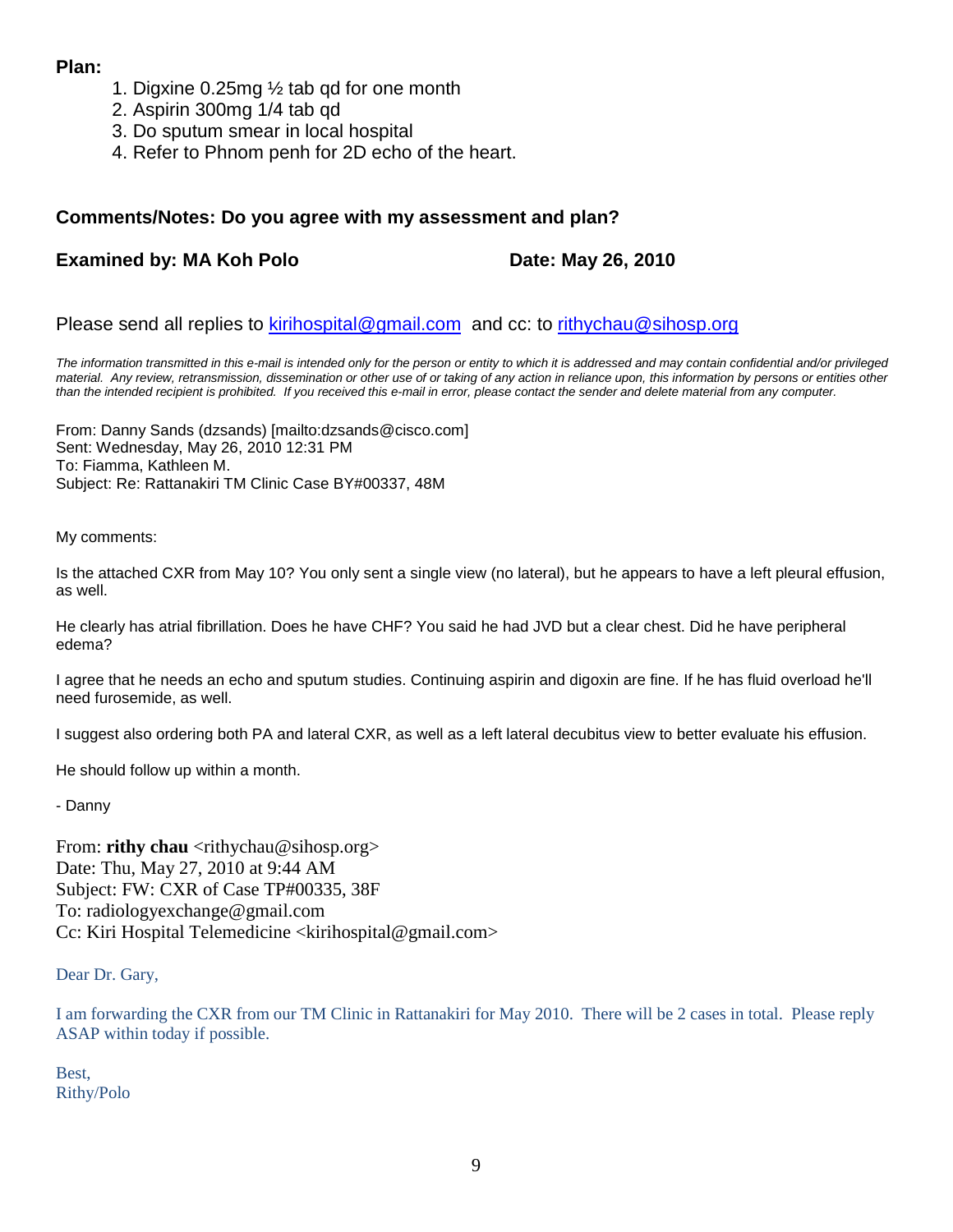**Plan:**

1. Digxine 0.25mg ½ tab qd for one month
2. Aspirin 300mg 1/4 tab qd
3. Do sputum smear in local hospital
4. Refer to Phnom penh for 2D echo of the heart.

**Comments/Notes: Do you agree with my assessment and plan?**

**Examined by: MA Koh Polo** **Date: May 26, 2010**

Please send all replies to kirihospital@gmail.com and cc: to rithychau@sihosp.org

*The information transmitted in this e-mail is intended only for the person or entity to which it is addressed and may contain confidential and/or privileged material. Any review, retransmission, dissemination or other use of or taking of any action in reliance upon, this information by persons or entities other than the intended recipient is prohibited. If you received this e-mail in error, please contact the sender and delete material from any computer.*

From: Danny Sands (dzsands) [mailto:dzsands@cisco.com]
Sent: Wednesday, May 26, 2010 12:31 PM
To: Fiamma, Kathleen M.
Subject: Re: Rattanakiri TM Clinic Case BY#00337, 48M

My comments:

Is the attached CXR from May 10? You only sent a single view (no lateral), but he appears to have a left pleural effusion, as well.

He clearly has atrial fibrillation. Does he have CHF? You said he had JVD but a clear chest. Did he have peripheral edema?

I agree that he needs an echo and sputum studies. Continuing aspirin and digoxin are fine. If he has fluid overload he'll need furosemide, as well.

I suggest also ordering both PA and lateral CXR, as well as a left lateral decubitus view to better evaluate his effusion.

He should follow up within a month.

- Danny

From: **rithy chau** <rithychau@sihosp.org>
Date: Thu, May 27, 2010 at 9:44 AM
Subject: FW: CXR of Case TP#00335, 38F
To: radiologyexchange@gmail.com
Cc: Kiri Hospital Telemedicine <kirihospital@gmail.com>

Dear Dr. Gary,

I am forwarding the CXR from our TM Clinic in Rattanakiri for May 2010. There will be 2 cases in total. Please reply ASAP within today if possible.

Best,
Rithy/Polo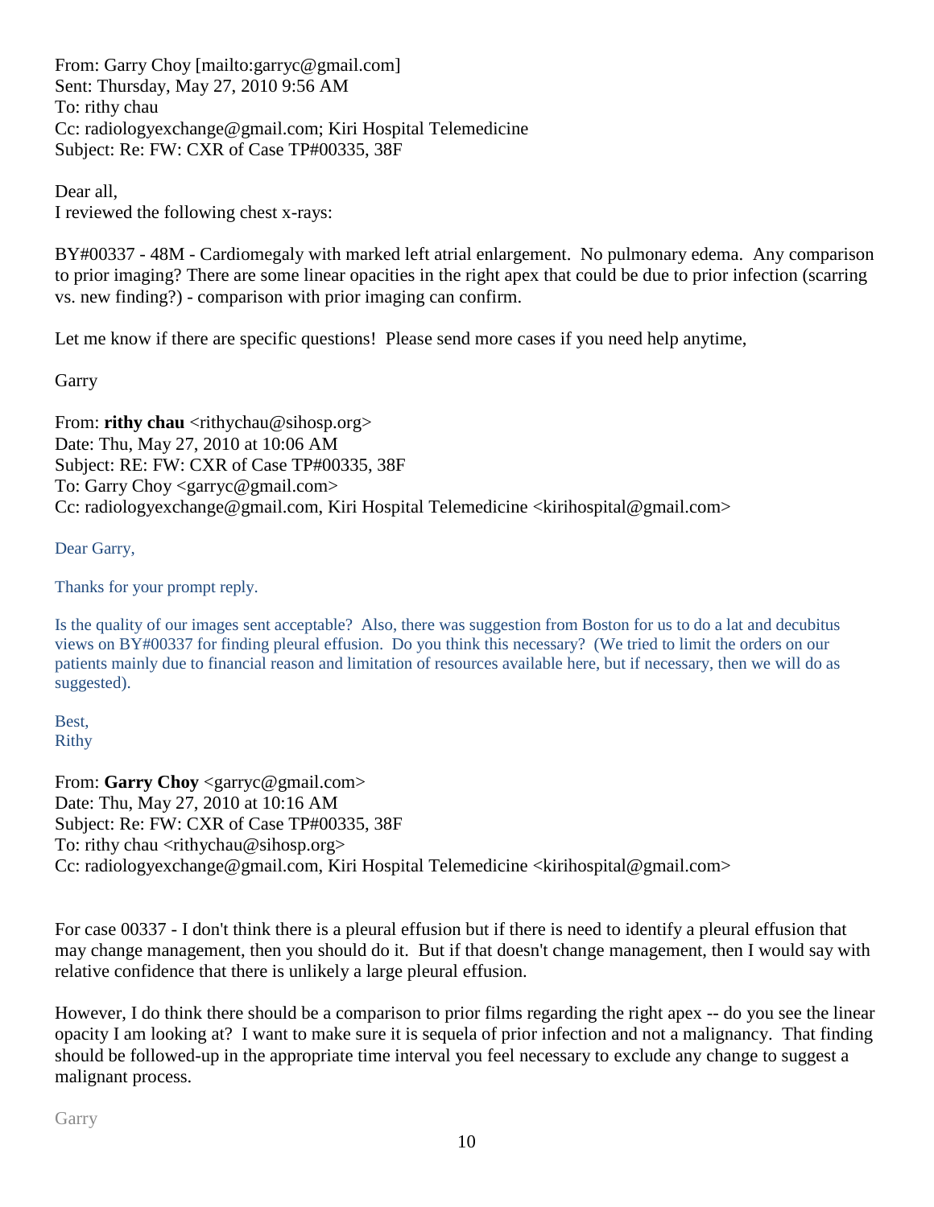From: Garry Choy [mailto:garryc@gmail.com]
Sent: Thursday, May 27, 2010 9:56 AM
To: rithy chau
Cc: radiologyexchange@gmail.com; Kiri Hospital Telemedicine
Subject: Re: FW: CXR of Case TP#00335, 38F

Dear all,
I reviewed the following chest x-rays:

BY#00337 - 48M - Cardiomegaly with marked left atrial enlargement. No pulmonary edema. Any comparison to prior imaging? There are some linear opacities in the right apex that could be due to prior infection (scarring vs. new finding?) - comparison with prior imaging can confirm.

Let me know if there are specific questions! Please send more cases if you need help anytime,

Garry

From: **rithy chau** <rithychau@sihosp.org>
Date: Thu, May 27, 2010 at 10:06 AM
Subject: RE: FW: CXR of Case TP#00335, 38F
To: Garry Choy <garryc@gmail.com>
Cc: radiologyexchange@gmail.com, Kiri Hospital Telemedicine <kirihospital@gmail.com>

Dear Garry,

Thanks for your prompt reply.

Is the quality of our images sent acceptable? Also, there was suggestion from Boston for us to do a lat and decubitus views on BY#00337 for finding pleural effusion. Do you think this necessary? (We tried to limit the orders on our patients mainly due to financial reason and limitation of resources available here, but if necessary, then we will do as suggested).

Best,
Rithy

From: **Garry Choy** <garryc@gmail.com>
Date: Thu, May 27, 2010 at 10:16 AM
Subject: Re: FW: CXR of Case TP#00335, 38F
To: rithy chau <rithychau@sihosp.org>
Cc: radiologyexchange@gmail.com, Kiri Hospital Telemedicine <kirihospital@gmail.com>

For case 00337 - I don't think there is a pleural effusion but if there is need to identify a pleural effusion that may change management, then you should do it. But if that doesn't change management, then I would say with relative confidence that there is unlikely a large pleural effusion.

However, I do think there should be a comparison to prior films regarding the right apex -- do you see the linear opacity I am looking at? I want to make sure it is sequela of prior infection and not a malignancy. That finding should be followed-up in the appropriate time interval you feel necessary to exclude any change to suggest a malignant process.

Garry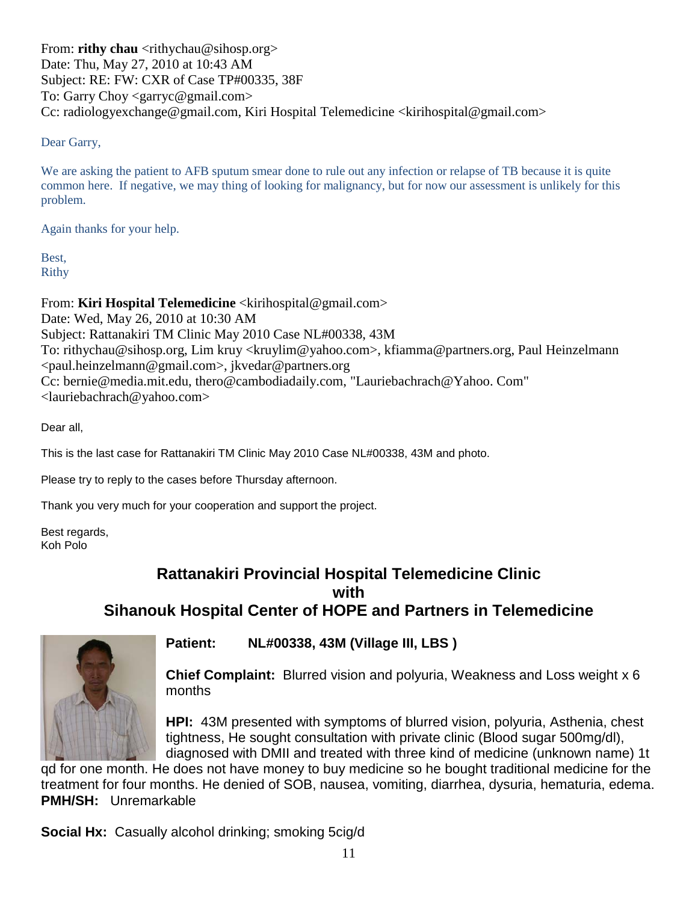From: **rithy chau** <rithychau@sihosp.org>
Date: Thu, May 27, 2010 at 10:43 AM
Subject: RE: FW: CXR of Case TP#00335, 38F
To: Garry Choy <garryc@gmail.com>
Cc: radiologyexchange@gmail.com, Kiri Hospital Telemedicine <kirihospital@gmail.com>

Dear Garry,

We are asking the patient to AFB sputum smear done to rule out any infection or relapse of TB because it is quite common here. If negative, we may thing of looking for malignancy, but for now our assessment is unlikely for this problem.

Again thanks for your help.

Best,
Rithy

From: **Kiri Hospital Telemedicine** <kirihospital@gmail.com>
Date: Wed, May 26, 2010 at 10:30 AM
Subject: Rattanakiri TM Clinic May 2010 Case NL#00338, 43M
To: rithychau@sihosp.org, Lim kruy <kruylim@yahoo.com>, kfiamma@partners.org, Paul Heinzelmann <paul.heinzelmann@gmail.com>, jkvedar@partners.org
Cc: bernie@media.mit.edu, thero@cambodiadaily.com, "Lauriebachrach@Yahoo. Com" <lauriebachrach@yahoo.com>

Dear all,

This is the last case for Rattanakiri TM Clinic May 2010 Case NL#00338, 43M and photo.

Please try to reply to the cases before Thursday afternoon.

Thank you very much for your cooperation and support the project.

Best regards,
Koh Polo

## Rattanakiri Provincial Hospital Telemedicine Clinic
## with
## Sihanouk Hospital Center of HOPE and Partners in Telemedicine

**Patient:** **NL#00338, 43M (Village III, LBS )**

**Chief Complaint:** Blurred vision and polyuria, Weakness and Loss weight x 6 months

**HPI:** 43M presented with symptoms of blurred vision, polyuria, Asthenia, chest tightness, He sought consultation with private clinic (Blood sugar 500mg/dl), diagnosed with DMII and treated with three kind of medicine (unknown name) 1t qd for one month. He does not have money to buy medicine so he bought traditional medicine for the treatment for four months. He denied of SOB, nausea, vomiting, diarrhea, dysuria, hematuria, edema.

**PMH/SH:** Unremarkable

**Social Hx:** Casually alcohol drinking; smoking 5cig/d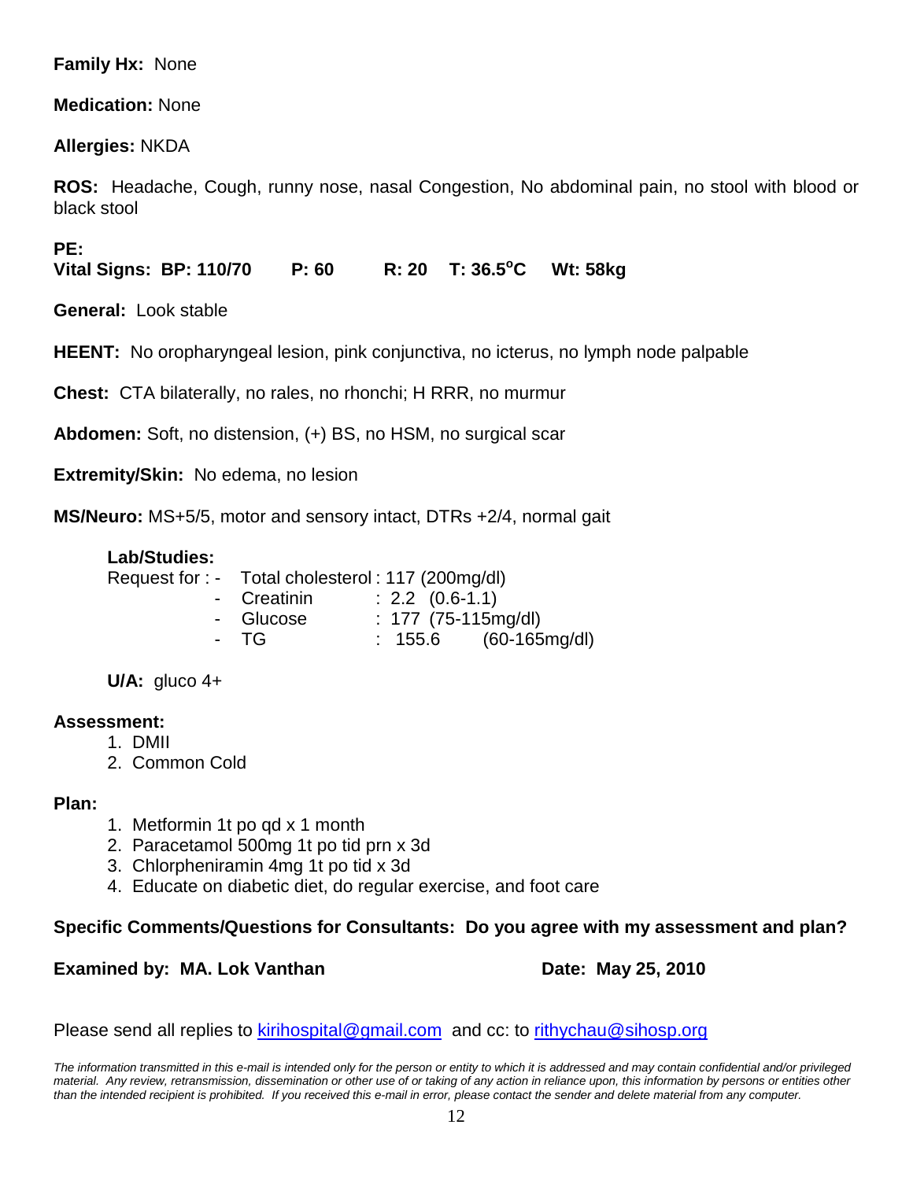**Family Hx:** None

**Medication:** None

**Allergies:** NKDA

**ROS:** Headache, Cough, runny nose, nasal Congestion, No abdominal pain, no stool with blood or black stool

**PE:**

**Vital Signs: BP: 110/70 P: 60 R: 20 T: 36.5°C Wt: 58kg**

**General:** Look stable

**HEENT:** No oropharyngeal lesion, pink conjunctiva, no icterus, no lymph node palpable

**Chest:** CTA bilaterally, no rales, no rhonchi; H RRR, no murmur

**Abdomen:** Soft, no distension, (+) BS, no HSM, no surgical scar

**Extremity/Skin:** No edema, no lesion

**MS/Neuro:** MS+5/5, motor and sensory intact, DTRs +2/4, normal gait

**Lab/Studies:**

Request for : -
- Total cholesterol : 117 (200mg/dl)
- Creatinin : 2.2 (0.6-1.1)
- Glucose : 177 (75-115mg/dl)
- TG : 155.6 (60-165mg/dl)

**U/A:** gluco 4+

**Assessment:**
1. DMII
2. Common Cold

**Plan:**
1. Metformin 1t po qd x 1 month
2. Paracetamol 500mg 1t po tid prn x 3d
3. Chlorpheniramin 4mg 1t po tid x 3d
4. Educate on diabetic diet, do regular exercise, and foot care

**Specific Comments/Questions for Consultants: Do you agree with my assessment and plan?**

**Examined by: MA. Lok Vanthan** **Date: May 25, 2010**

Please send all replies to kirihospital@gmail.com and cc: to rithychau@sihosp.org

*The information transmitted in this e-mail is intended only for the person or entity to which it is addressed and may contain confidential and/or privileged material. Any review, retransmission, dissemination or other use of or taking of any action in reliance upon, this information by persons or entities other than the intended recipient is prohibited. If you received this e-mail in error, please contact the sender and delete material from any computer.*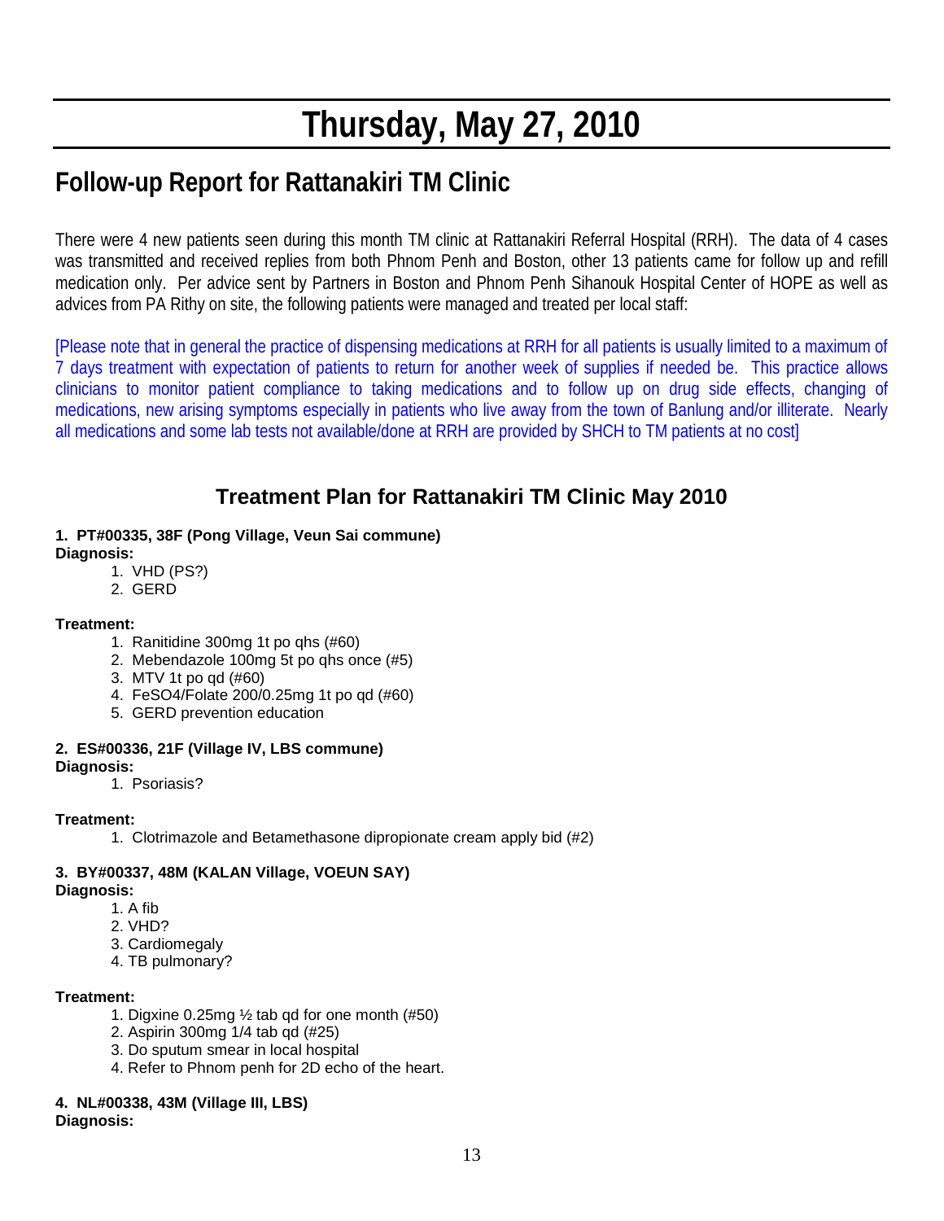# Thursday, May 27, 2010

## Follow-up Report for Rattanakiri TM Clinic

There were 4 new patients seen during this month TM clinic at Rattanakiri Referral Hospital (RRH). The data of 4 cases was transmitted and received replies from both Phnom Penh and Boston, other 13 patients came for follow up and refill medication only. Per advice sent by Partners in Boston and Phnom Penh Sihanouk Hospital Center of HOPE as well as advices from PA Rithy on site, the following patients were managed and treated per local staff:

[Please note that in general the practice of dispensing medications at RRH for all patients is usually limited to a maximum of 7 days treatment with expectation of patients to return for another week of supplies if needed be. This practice allows clinicians to monitor patient compliance to taking medications and to follow up on drug side effects, changing of medications, new arising symptoms especially in patients who live away from the town of Banlung and/or illiterate. Nearly all medications and some lab tests not available/done at RRH are provided by SHCH to TM patients at no cost]

### Treatment Plan for Rattanakiri TM Clinic May 2010

**1. PT#00335, 38F (Pong Village, Veun Sai commune)**

**Diagnosis:**

1. VHD (PS?)
2. GERD

**Treatment:**

1. Ranitidine 300mg 1t po qhs (#60)
2. Mebendazole 100mg 5t po qhs once (#5)
3. MTV 1t po qd (#60)
4. FeSO4/Folate 200/0.25mg 1t po qd (#60)
5. GERD prevention education

**2. ES#00336, 21F (Village IV, LBS commune)**

**Diagnosis:**

1. Psoriasis?

**Treatment:**

1. Clotrimazole and Betamethasone dipropionate cream apply bid (#2)

**3. BY#00337, 48M (KALAN Village, VOEUN SAY)**

**Diagnosis:**

1. A fib
2. VHD?
3. Cardiomegaly
4. TB pulmonary?

**Treatment:**

1. Digxine 0.25mg ½ tab qd for one month (#50)
2. Aspirin 300mg 1/4 tab qd (#25)
3. Do sputum smear in local hospital
4. Refer to Phnom penh for 2D echo of the heart.

**4. NL#00338, 43M (Village III, LBS)**

**Diagnosis:**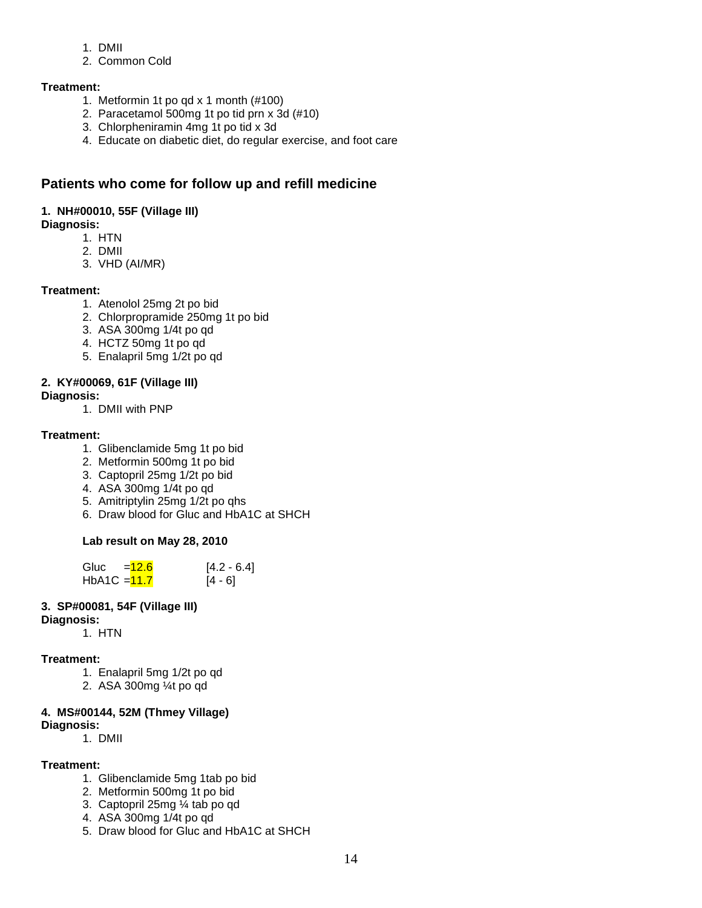1. DMII
2. Common Cold

**Treatment:**
1. Metformin 1t po qd x 1 month (#100)
2. Paracetamol 500mg 1t po tid prn x 3d (#10)
3. Chlorpheniramin 4mg 1t po tid x 3d
4. Educate on diabetic diet, do regular exercise, and foot care

## Patients who come for follow up and refill medicine

**1. NH#00010, 55F (Village III)**

**Diagnosis:**
1. HTN
2. DMII
3. VHD (AI/MR)

**Treatment:**
1. Atenolol 25mg 2t po bid
2. Chlorpropramide 250mg 1t po bid
3. ASA 300mg 1/4t po qd
4. HCTZ 50mg 1t po qd
5. Enalapril 5mg 1/2t po qd

**2. KY#00069, 61F (Village III)**

**Diagnosis:**
1. DMII with PNP

**Treatment:**
1. Glibenclamide 5mg 1t po bid
2. Metformin 500mg 1t po bid
3. Captopril 25mg 1/2t po bid
4. ASA 300mg 1/4t po qd
5. Amitriptylin 25mg 1/2t po qhs
6. Draw blood for Gluc and HbA1C at SHCH

**Lab result on May 28, 2010**

| | | |
|---|---|---|
| Gluc | =12.6 | [4.2 - 6.4] |
| HbA1C | =11.7 | [4 - 6] |

**3. SP#00081, 54F (Village III)**

**Diagnosis:**
1. HTN

**Treatment:**
1. Enalapril 5mg 1/2t po qd
2. ASA 300mg ¼t po qd

**4. MS#00144, 52M (Thmey Village)**

**Diagnosis:**
1. DMII

**Treatment:**
1. Glibenclamide 5mg 1tab po bid
2. Metformin 500mg 1t po bid
3. Captopril 25mg ¼ tab po qd
4. ASA 300mg 1/4t po qd
5. Draw blood for Gluc and HbA1C at SHCH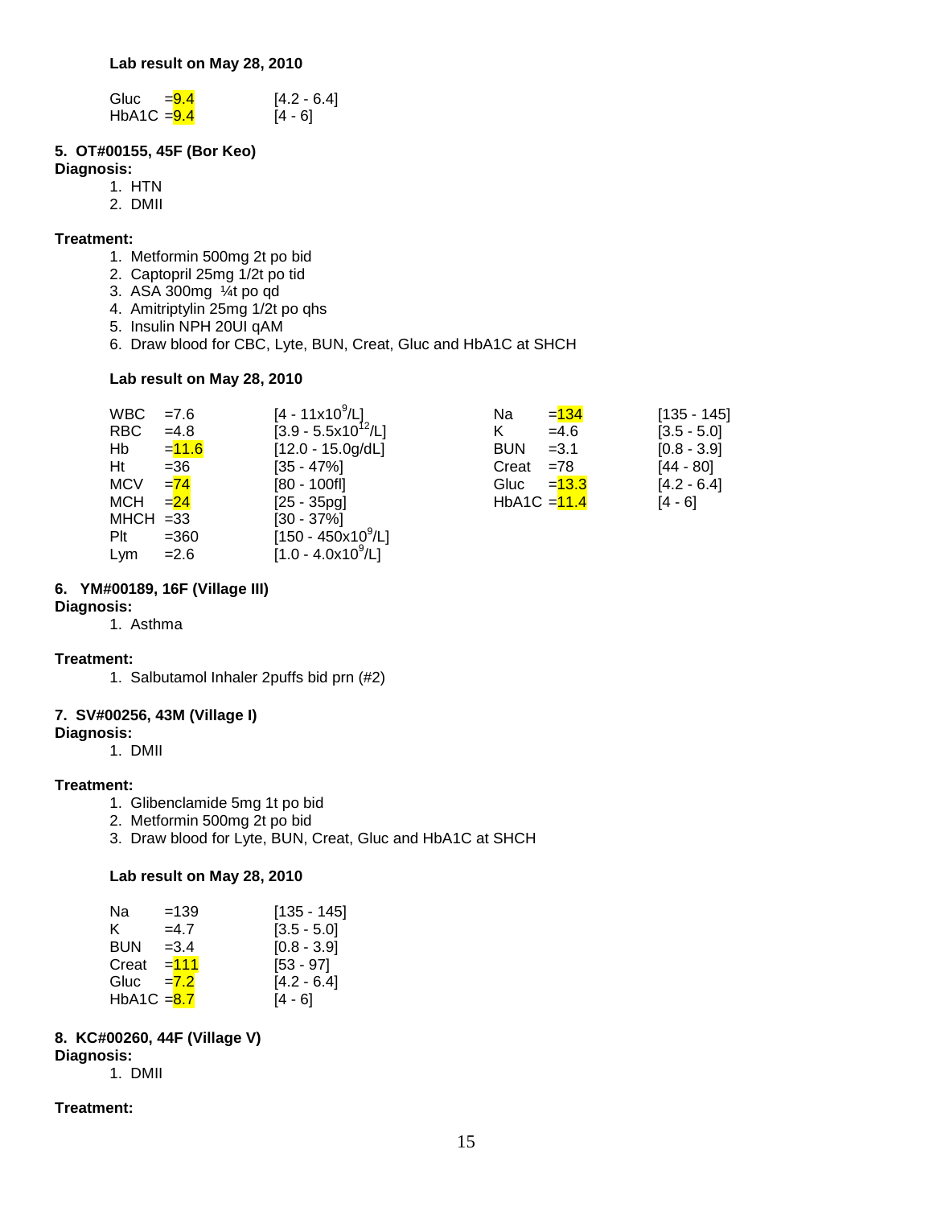**Lab result on May 28, 2010**

| | | |
|---|---|---|
| Gluc | =9.4 | [4.2 - 6.4] |
| HbA1C | =9.4 | [4 - 6] |

**5. OT#00155, 45F (Bor Keo)**

**Diagnosis:**

1. HTN
2. DMII

**Treatment:**

1. Metformin 500mg 2t po bid
2. Captopril 25mg 1/2t po tid
3. ASA 300mg ¼t po qd
4. Amitriptylin 25mg 1/2t po qhs
5. Insulin NPH 20UI qAM
6. Draw blood for CBC, Lyte, BUN, Creat, Gluc and HbA1C at SHCH

**Lab result on May 28, 2010**

| | | | | | |
|---|---|---|---|---|---|
| WBC | =7.6 | [4 - 11x $10^9$/L] | Na | =134 | [135 - 145] |
| RBC | =4.8 | [3.9 - 5.5x $10^{12}$/L] | K | =4.6 | [3.5 - 5.0] |
| Hb | =11.6 | [12.0 - 15.0g/dL] | BUN | =3.1 | [0.8 - 3.9] |
| Ht | =36 | [35 - 47%] | Creat | =78 | [44 - 80] |
| MCV | =74 | [80 - 100fl] | Gluc | =13.3 | [4.2 - 6.4] |
| MCH | =24 | [25 - 35pg] | HbA1C | =11.4 | [4 - 6] |
| MHCH | =33 | [30 - 37%] | | | |
| Plt | =360 | [150 - 450x $10^9$/L] | | | |
| Lym | =2.6 | [1.0 - 4.0x $10^9$/L] | | | |

**6. YM#00189, 16F (Village III)**

**Diagnosis:**

1. Asthma

**Treatment:**

1. Salbutamol Inhaler 2puffs bid prn (#2)

**7. SV#00256, 43M (Village I)**

**Diagnosis:**

1. DMII

**Treatment:**

1. Glibenclamide 5mg 1t po bid
2. Metformin 500mg 2t po bid
3. Draw blood for Lyte, BUN, Creat, Gluc and HbA1C at SHCH

**Lab result on May 28, 2010**

| | | |
|---|---|---|
| Na | =139 | [135 - 145] |
| K | =4.7 | [3.5 - 5.0] |
| BUN | =3.4 | [0.8 - 3.9] |
| Creat | =111 | [53 - 97] |
| Gluc | =7.2 | [4.2 - 6.4] |
| HbA1C | =8.7 | [4 - 6] |

**8. KC#00260, 44F (Village V)**

**Diagnosis:**

1. DMII

**Treatment:**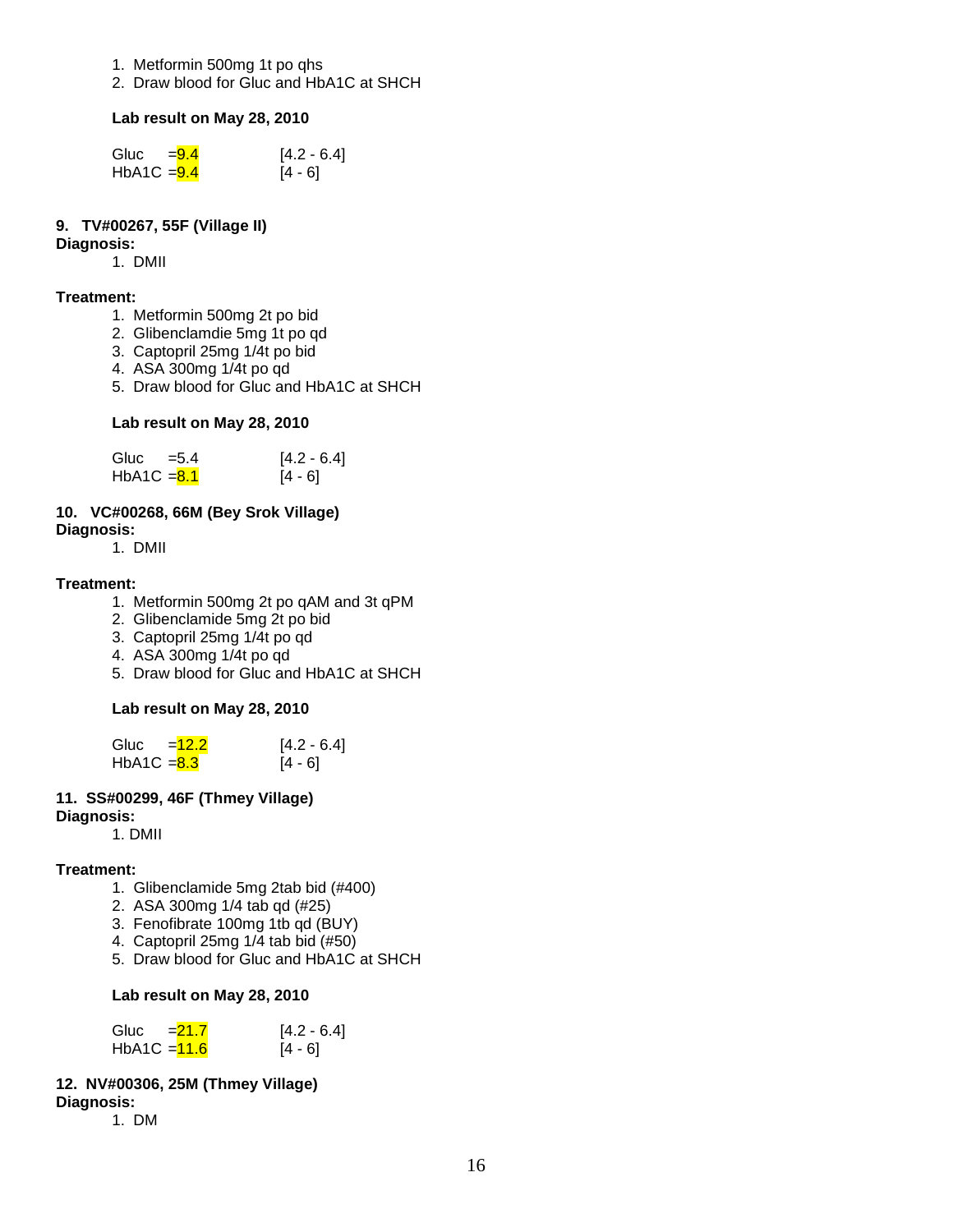1. Metformin 500mg 1t po qhs
2. Draw blood for Gluc and HbA1C at SHCH

**Lab result on May 28, 2010**

| | | |
|---|---|---|
| Gluc | =9.4 | [4.2 - 6.4] |
| HbA1C | =9.4 | [4 - 6] |

**9. TV#00267, 55F (Village II)**

**Diagnosis:**

1. DMII

**Treatment:**

1. Metformin 500mg 2t po bid
2. Glibenclamdie 5mg 1t po qd
3. Captopril 25mg 1/4t po bid
4. ASA 300mg 1/4t po qd
5. Draw blood for Gluc and HbA1C at SHCH

**Lab result on May 28, 2010**

| | | |
|---|---|---|
| Gluc | =5.4 | [4.2 - 6.4] |
| HbA1C | =8.1 | [4 - 6] |

**10. VC#00268, 66M (Bey Srok Village)**

**Diagnosis:**

1. DMII

**Treatment:**

1. Metformin 500mg 2t po qAM and 3t qPM
2. Glibenclamide 5mg 2t po bid
3. Captopril 25mg 1/4t po qd
4. ASA 300mg 1/4t po qd
5. Draw blood for Gluc and HbA1C at SHCH

**Lab result on May 28, 2010**

| | | |
|---|---|---|
| Gluc | =12.2 | [4.2 - 6.4] |
| HbA1C | =8.3 | [4 - 6] |

**11. SS#00299, 46F (Thmey Village)**

**Diagnosis:**

1. DMII

**Treatment:**

1. Glibenclamide 5mg 2tab bid (#400)
2. ASA 300mg 1/4 tab qd (#25)
3. Fenofibrate 100mg 1tb qd (BUY)
4. Captopril 25mg 1/4 tab bid (#50)
5. Draw blood for Gluc and HbA1C at SHCH

**Lab result on May 28, 2010**

| | | |
|---|---|---|
| Gluc | =21.7 | [4.2 - 6.4] |
| HbA1C | =11.6 | [4 - 6] |

**12. NV#00306, 25M (Thmey Village)**

**Diagnosis:**

1. DM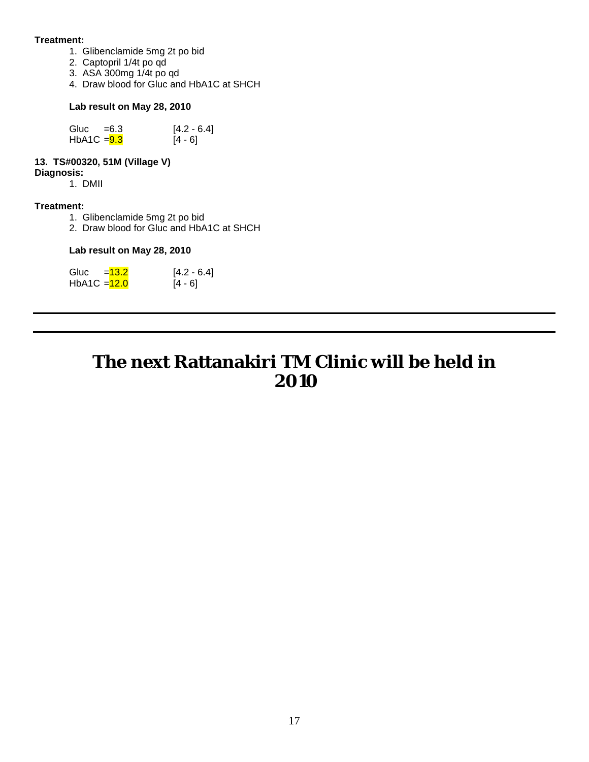**Treatment:**

1. Glibenclamide 5mg 2t po bid
2. Captopril 1/4t po qd
3. ASA 300mg 1/4t po qd
4. Draw blood for Gluc and HbA1C at SHCH

**Lab result on May 28, 2010**

| | | |
|---|---|---|
| Gluc | =6.3 | [4.2 - 6.4] |
| HbA1C | =9.3 | [4 - 6] |

**13. TS#00320, 51M (Village V)**

**Diagnosis:**

1. DMII

**Treatment:**

1. Glibenclamide 5mg 2t po bid
2. Draw blood for Gluc and HbA1C at SHCH

**Lab result on May 28, 2010**

| | | |
|---|---|---|
| Gluc | =13.2 | [4.2 - 6.4] |
| HbA1C | =12.0 | [4 - 6] |

---

# The next Rattanakiri TM Clinic will be held in 2010